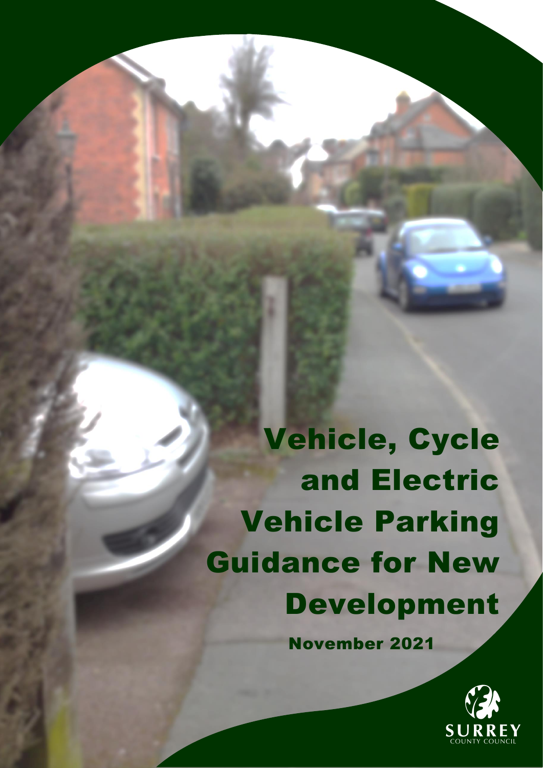# Vehicle, Cycle and Electric Vehicle Parking Guidance for New Development

November 2021

SURREY COUNTY COUNCIL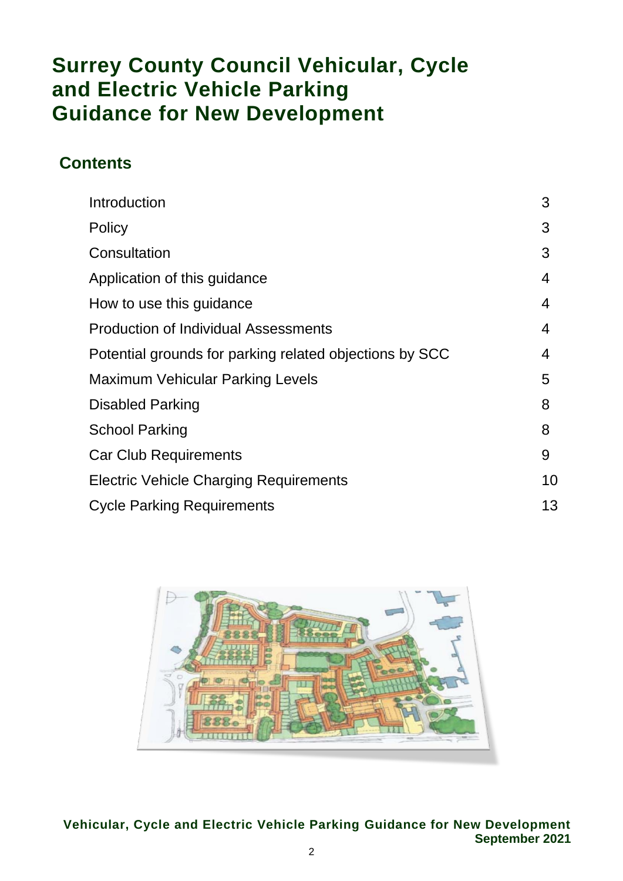# Surrey County Council Vehicular, Cycle and Electric Vehicle Parking Guidance for New Development

## Contents

| | |
|---|---|
| Introduction | 3 |
| Policy | 3 |
| Consultation | 3 |
| Application of this guidance | 4 |
| How to use this guidance | 4 |
| Production of Individual Assessments | 4 |
| Potential grounds for parking related objections by SCC | 4 |
| Maximum Vehicular Parking Levels | 5 |
| Disabled Parking | 8 |
| School Parking | 8 |
| Car Club Requirements | 9 |
| Electric Vehicle Charging Requirements | 10 |
| Cycle Parking Requirements | 13 |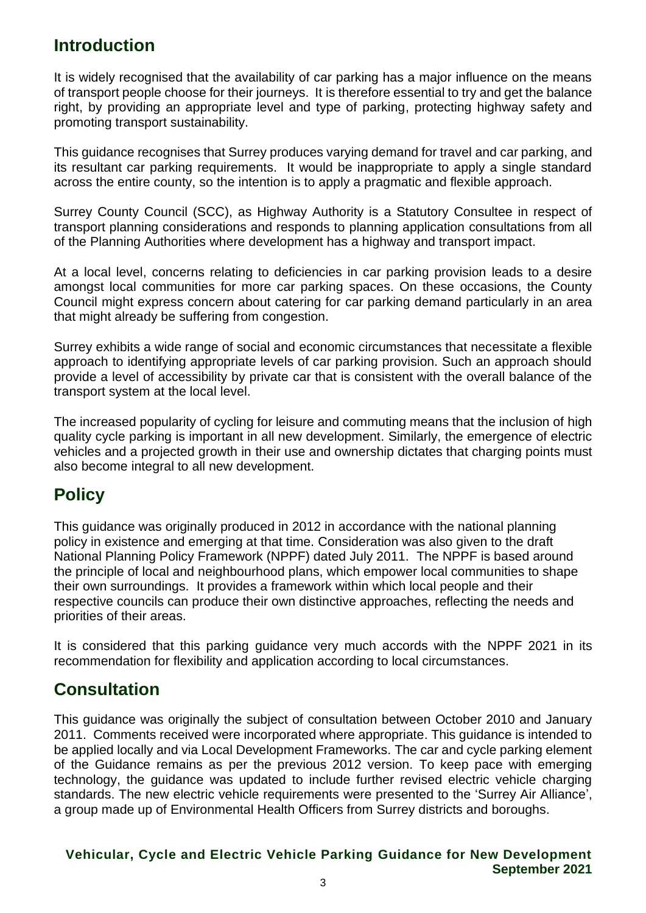## Introduction

It is widely recognised that the availability of car parking has a major influence on the means of transport people choose for their journeys. It is therefore essential to try and get the balance right, by providing an appropriate level and type of parking, protecting highway safety and promoting transport sustainability.

This guidance recognises that Surrey produces varying demand for travel and car parking, and its resultant car parking requirements. It would be inappropriate to apply a single standard across the entire county, so the intention is to apply a pragmatic and flexible approach.

Surrey County Council (SCC), as Highway Authority is a Statutory Consultee in respect of transport planning considerations and responds to planning application consultations from all of the Planning Authorities where development has a highway and transport impact.

At a local level, concerns relating to deficiencies in car parking provision leads to a desire amongst local communities for more car parking spaces. On these occasions, the County Council might express concern about catering for car parking demand particularly in an area that might already be suffering from congestion.

Surrey exhibits a wide range of social and economic circumstances that necessitate a flexible approach to identifying appropriate levels of car parking provision. Such an approach should provide a level of accessibility by private car that is consistent with the overall balance of the transport system at the local level.

The increased popularity of cycling for leisure and commuting means that the inclusion of high quality cycle parking is important in all new development. Similarly, the emergence of electric vehicles and a projected growth in their use and ownership dictates that charging points must also become integral to all new development.

## Policy

This guidance was originally produced in 2012 in accordance with the national planning policy in existence and emerging at that time. Consideration was also given to the draft National Planning Policy Framework (NPPF) dated July 2011. The NPPF is based around the principle of local and neighbourhood plans, which empower local communities to shape their own surroundings. It provides a framework within which local people and their respective councils can produce their own distinctive approaches, reflecting the needs and priorities of their areas.

It is considered that this parking guidance very much accords with the NPPF 2021 in its recommendation for flexibility and application according to local circumstances.

## Consultation

This guidance was originally the subject of consultation between October 2010 and January 2011. Comments received were incorporated where appropriate. This guidance is intended to be applied locally and via Local Development Frameworks. The car and cycle parking element of the Guidance remains as per the previous 2012 version. To keep pace with emerging technology, the guidance was updated to include further revised electric vehicle charging standards. The new electric vehicle requirements were presented to the 'Surrey Air Alliance', a group made up of Environmental Health Officers from Surrey districts and boroughs.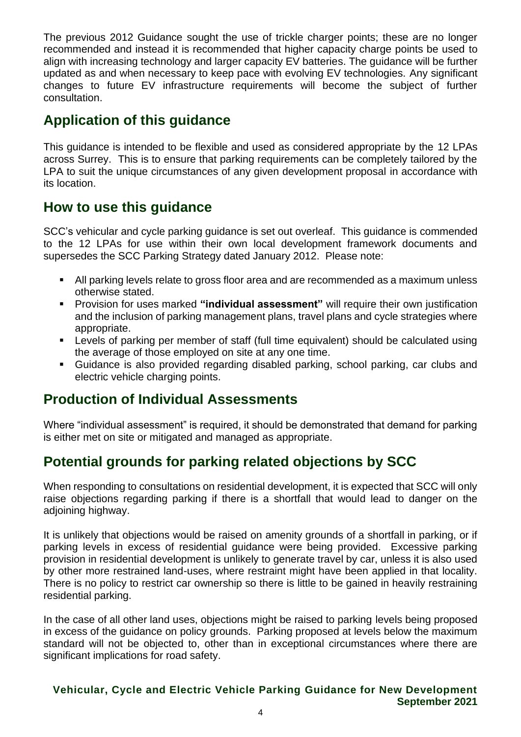The previous 2012 Guidance sought the use of trickle charger points; these are no longer recommended and instead it is recommended that higher capacity charge points be used to align with increasing technology and larger capacity EV batteries. The guidance will be further updated as and when necessary to keep pace with evolving EV technologies. Any significant changes to future EV infrastructure requirements will become the subject of further consultation.

## Application of this guidance

This guidance is intended to be flexible and used as considered appropriate by the 12 LPAs across Surrey. This is to ensure that parking requirements can be completely tailored by the LPA to suit the unique circumstances of any given development proposal in accordance with its location.

## How to use this guidance

SCC's vehicular and cycle parking guidance is set out overleaf. This guidance is commended to the 12 LPAs for use within their own local development framework documents and supersedes the SCC Parking Strategy dated January 2012. Please note:

- All parking levels relate to gross floor area and are recommended as a maximum unless otherwise stated.
- Provision for uses marked **"individual assessment"** will require their own justification and the inclusion of parking management plans, travel plans and cycle strategies where appropriate.
- Levels of parking per member of staff (full time equivalent) should be calculated using the average of those employed on site at any one time.
- Guidance is also provided regarding disabled parking, school parking, car clubs and electric vehicle charging points.

## Production of Individual Assessments

Where "individual assessment" is required, it should be demonstrated that demand for parking is either met on site or mitigated and managed as appropriate.

## Potential grounds for parking related objections by SCC

When responding to consultations on residential development, it is expected that SCC will only raise objections regarding parking if there is a shortfall that would lead to danger on the adjoining highway.

It is unlikely that objections would be raised on amenity grounds of a shortfall in parking, or if parking levels in excess of residential guidance were being provided. Excessive parking provision in residential development is unlikely to generate travel by car, unless it is also used by other more restrained land-uses, where restraint might have been applied in that locality. There is no policy to restrict car ownership so there is little to be gained in heavily restraining residential parking.

In the case of all other land uses, objections might be raised to parking levels being proposed in excess of the guidance on policy grounds. Parking proposed at levels below the maximum standard will not be objected to, other than in exceptional circumstances where there are significant implications for road safety.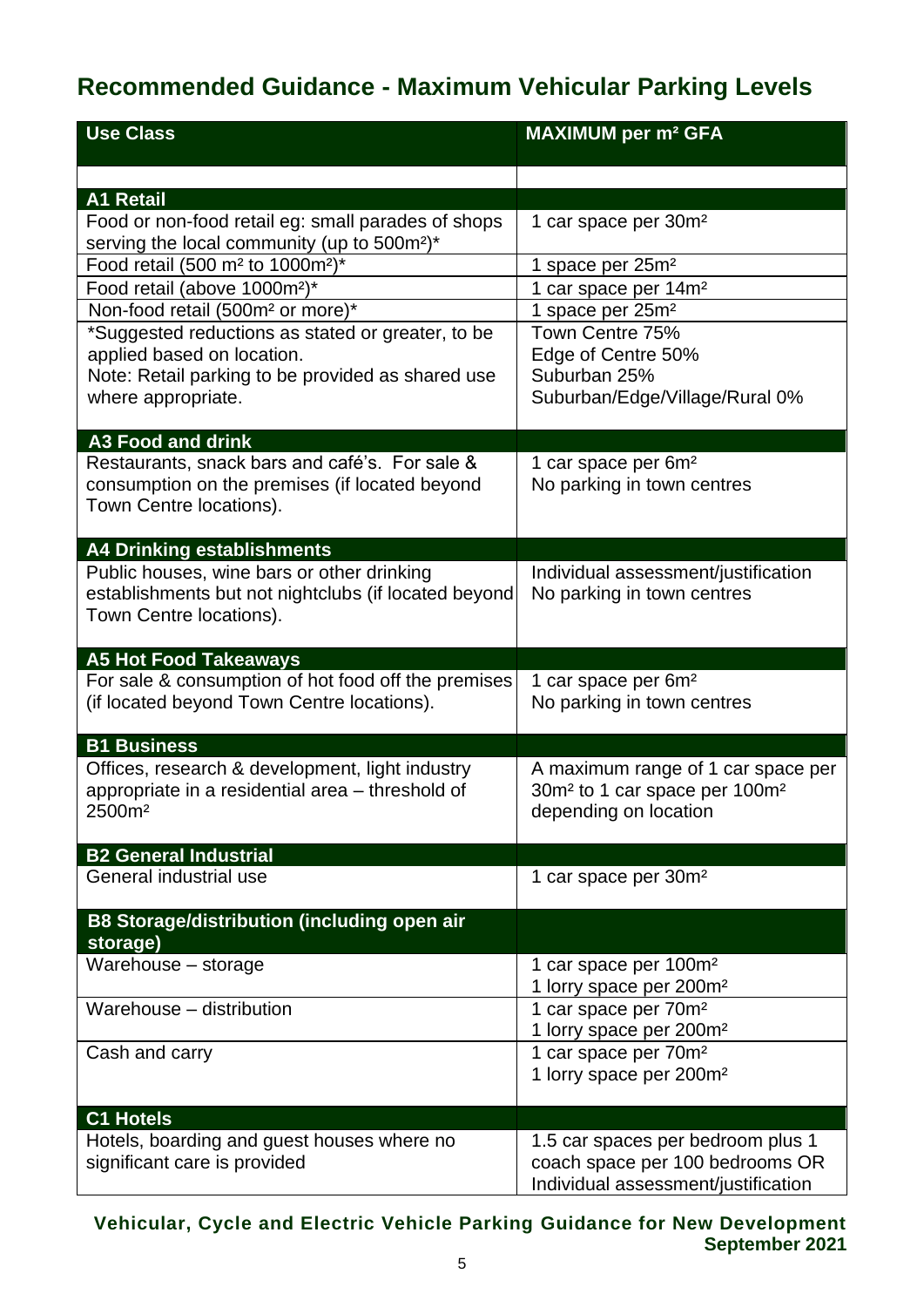## Recommended Guidance - Maximum Vehicular Parking Levels

| Use Class | MAXIMUM per m² GFA |
|---|---|
| | |
| **A1 Retail** | |
| Food or non-food retail eg: small parades of shops serving the local community (up to 500m²)* | 1 car space per 30m² |
| Food retail (500 m² to 1000m²)* | 1 space per 25m² |
| Food retail (above 1000m²)* | 1 car space per 14m² |
| Non-food retail (500m² or more)* | 1 space per 25m² |
| *Suggested reductions as stated or greater, to be applied based on location.<br>Note: Retail parking to be provided as shared use where appropriate. | Town Centre 75%<br>Edge of Centre 50%<br>Suburban 25%<br>Suburban/Edge/Village/Rural 0% |
| **A3 Food and drink** | |
| Restaurants, snack bars and café's. For sale & consumption on the premises (if located beyond Town Centre locations). | 1 car space per 6m²<br>No parking in town centres |
| **A4 Drinking establishments** | |
| Public houses, wine bars or other drinking establishments but not nightclubs (if located beyond Town Centre locations). | Individual assessment/justification<br>No parking in town centres |
| **A5 Hot Food Takeaways** | |
| For sale & consumption of hot food off the premises (if located beyond Town Centre locations). | 1 car space per 6m²<br>No parking in town centres |
| **B1 Business** | |
| Offices, research & development, light industry appropriate in a residential area – threshold of 2500m² | A maximum range of 1 car space per 30m² to 1 car space per 100m² depending on location |
| **B2 General Industrial** | |
| General industrial use | 1 car space per 30m² |
| **B8 Storage/distribution (including open air storage)** | |
| Warehouse – storage | 1 car space per 100m²<br>1 lorry space per 200m² |
| Warehouse – distribution | 1 car space per 70m²<br>1 lorry space per 200m² |
| Cash and carry | 1 car space per 70m²<br>1 lorry space per 200m² |
| **C1 Hotels** | |
| Hotels, boarding and guest houses where no significant care is provided | 1.5 car spaces per bedroom plus 1 coach space per 100 bedrooms OR Individual assessment/justification |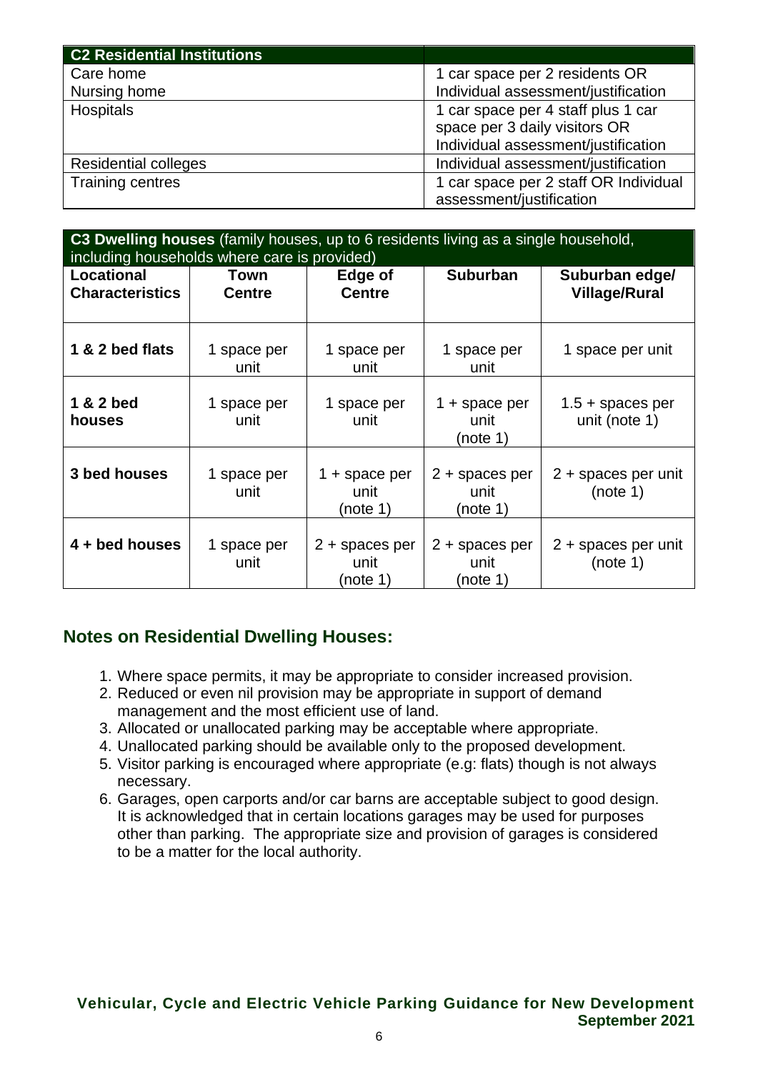| C2 Residential Institutions | |
|---|---|
| Care home<br>Nursing home | 1 car space per 2 residents OR<br>Individual assessment/justification |
| Hospitals | 1 car space per 4 staff plus 1 car space per 3 daily visitors OR Individual assessment/justification |
| Residential colleges | Individual assessment/justification |
| Training centres | 1 car space per 2 staff OR Individual assessment/justification |

| **C3 Dwelling houses** (family houses, up to 6 residents living as a single household, including households where care is provided) | | | | |
|---|---|---|---|---|
| **Locational Characteristics** | **Town Centre** | **Edge of Centre** | **Suburban** | **Suburban edge/ Village/Rural** |
| **1 & 2 bed flats** | 1 space per unit | 1 space per unit | 1 space per unit | 1 space per unit |
| **1 & 2 bed houses** | 1 space per unit | 1 space per unit | 1 + space per unit (note 1) | 1.5 + spaces per unit (note 1) |
| **3 bed houses** | 1 space per unit | 1 + space per unit (note 1) | 2 + spaces per unit (note 1) | 2 + spaces per unit (note 1) |
| **4 + bed houses** | 1 space per unit | 2 + spaces per unit (note 1) | 2 + spaces per unit (note 1) | 2 + spaces per unit (note 1) |

## Notes on Residential Dwelling Houses:

1. Where space permits, it may be appropriate to consider increased provision.
2. Reduced or even nil provision may be appropriate in support of demand management and the most efficient use of land.
3. Allocated or unallocated parking may be acceptable where appropriate.
4. Unallocated parking should be available only to the proposed development.
5. Visitor parking is encouraged where appropriate (e.g: flats) though is not always necessary.
6. Garages, open carports and/or car barns are acceptable subject to good design. It is acknowledged that in certain locations garages may be used for purposes other than parking. The appropriate size and provision of garages is considered to be a matter for the local authority.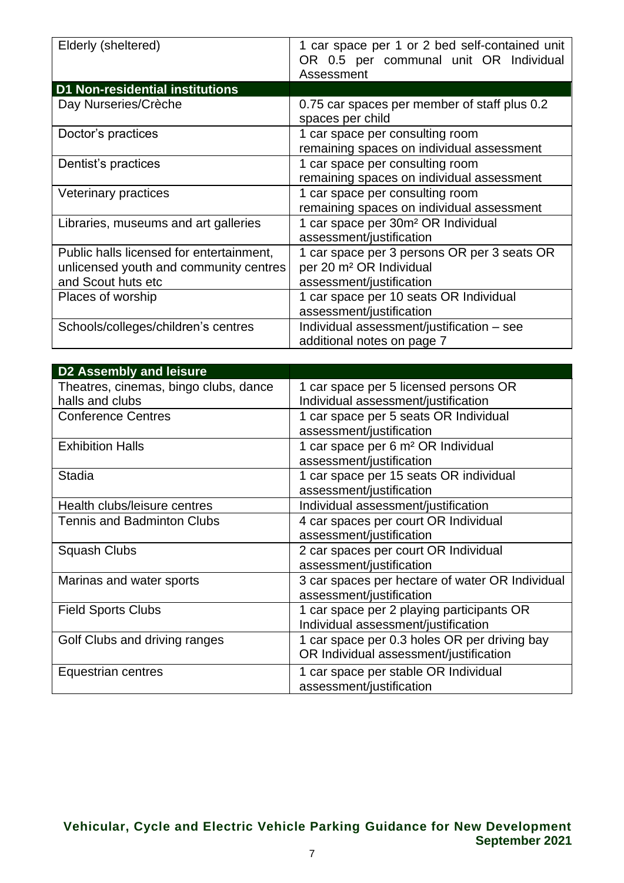| | |
|---|---|
| Elderly (sheltered) | 1 car space per 1 or 2 bed self-contained unit OR 0.5 per communal unit OR Individual Assessment |
| **D1 Non-residential institutions** | |
| Day Nurseries/Crèche | 0.75 car spaces per member of staff plus 0.2 spaces per child |
| Doctor's practices | 1 car space per consulting room remaining spaces on individual assessment |
| Dentist's practices | 1 car space per consulting room remaining spaces on individual assessment |
| Veterinary practices | 1 car space per consulting room remaining spaces on individual assessment |
| Libraries, museums and art galleries | 1 car space per 30m² OR Individual assessment/justification |
| Public halls licensed for entertainment, unlicensed youth and community centres and Scout huts etc | 1 car space per 3 persons OR per 3 seats OR per 20 m² OR Individual assessment/justification |
| Places of worship | 1 car space per 10 seats OR Individual assessment/justification |
| Schools/colleges/children's centres | Individual assessment/justification – see additional notes on page 7 |

| **D2 Assembly and leisure** | |
|---|---|
| Theatres, cinemas, bingo clubs, dance halls and clubs | 1 car space per 5 licensed persons OR Individual assessment/justification |
| Conference Centres | 1 car space per 5 seats OR Individual assessment/justification |
| Exhibition Halls | 1 car space per 6 m² OR Individual assessment/justification |
| Stadia | 1 car space per 15 seats OR individual assessment/justification |
| Health clubs/leisure centres | Individual assessment/justification |
| Tennis and Badminton Clubs | 4 car spaces per court OR Individual assessment/justification |
| Squash Clubs | 2 car spaces per court OR Individual assessment/justification |
| Marinas and water sports | 3 car spaces per hectare of water OR Individual assessment/justification |
| Field Sports Clubs | 1 car space per 2 playing participants OR Individual assessment/justification |
| Golf Clubs and driving ranges | 1 car space per 0.3 holes OR per driving bay OR Individual assessment/justification |
| Equestrian centres | 1 car space per stable OR Individual assessment/justification |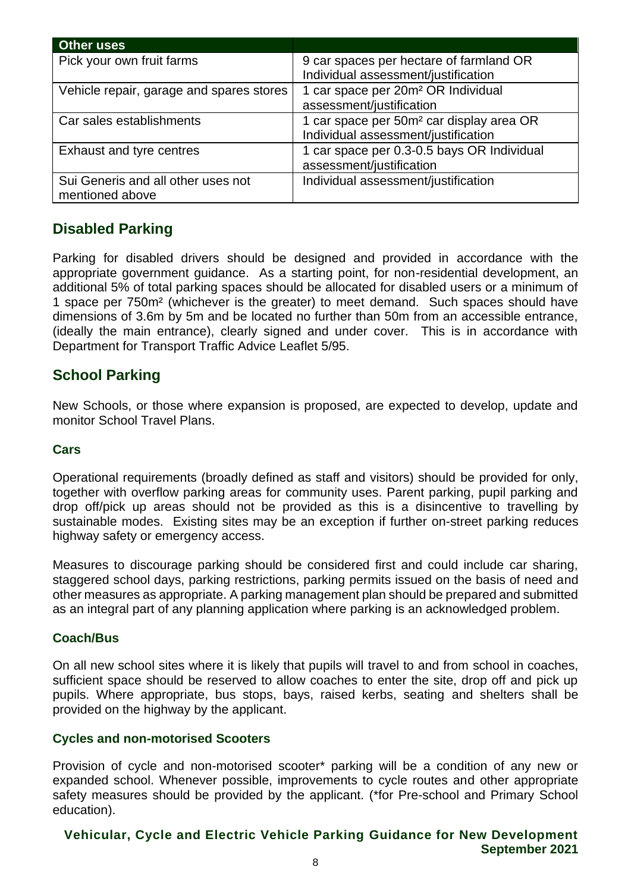| Other uses | |
|---|---|
| Pick your own fruit farms | 9 car spaces per hectare of farmland OR Individual assessment/justification |
| Vehicle repair, garage and spares stores | 1 car space per 20m² OR Individual assessment/justification |
| Car sales establishments | 1 car space per 50m² car display area OR Individual assessment/justification |
| Exhaust and tyre centres | 1 car space per 0.3-0.5 bays OR Individual assessment/justification |
| Sui Generis and all other uses not mentioned above | Individual assessment/justification |

## Disabled Parking

Parking for disabled drivers should be designed and provided in accordance with the appropriate government guidance. As a starting point, for non-residential development, an additional 5% of total parking spaces should be allocated for disabled users or a minimum of 1 space per 750m² (whichever is the greater) to meet demand. Such spaces should have dimensions of 3.6m by 5m and be located no further than 50m from an accessible entrance, (ideally the main entrance), clearly signed and under cover. This is in accordance with Department for Transport Traffic Advice Leaflet 5/95.

## School Parking

New Schools, or those where expansion is proposed, are expected to develop, update and monitor School Travel Plans.

### Cars

Operational requirements (broadly defined as staff and visitors) should be provided for only, together with overflow parking areas for community uses. Parent parking, pupil parking and drop off/pick up areas should not be provided as this is a disincentive to travelling by sustainable modes. Existing sites may be an exception if further on-street parking reduces highway safety or emergency access.

Measures to discourage parking should be considered first and could include car sharing, staggered school days, parking restrictions, parking permits issued on the basis of need and other measures as appropriate. A parking management plan should be prepared and submitted as an integral part of any planning application where parking is an acknowledged problem.

### Coach/Bus

On all new school sites where it is likely that pupils will travel to and from school in coaches, sufficient space should be reserved to allow coaches to enter the site, drop off and pick up pupils. Where appropriate, bus stops, bays, raised kerbs, seating and shelters shall be provided on the highway by the applicant.

### Cycles and non-motorised Scooters

Provision of cycle and non-motorised scooter* parking will be a condition of any new or expanded school. Whenever possible, improvements to cycle routes and other appropriate safety measures should be provided by the applicant. (*for Pre-school and Primary School education).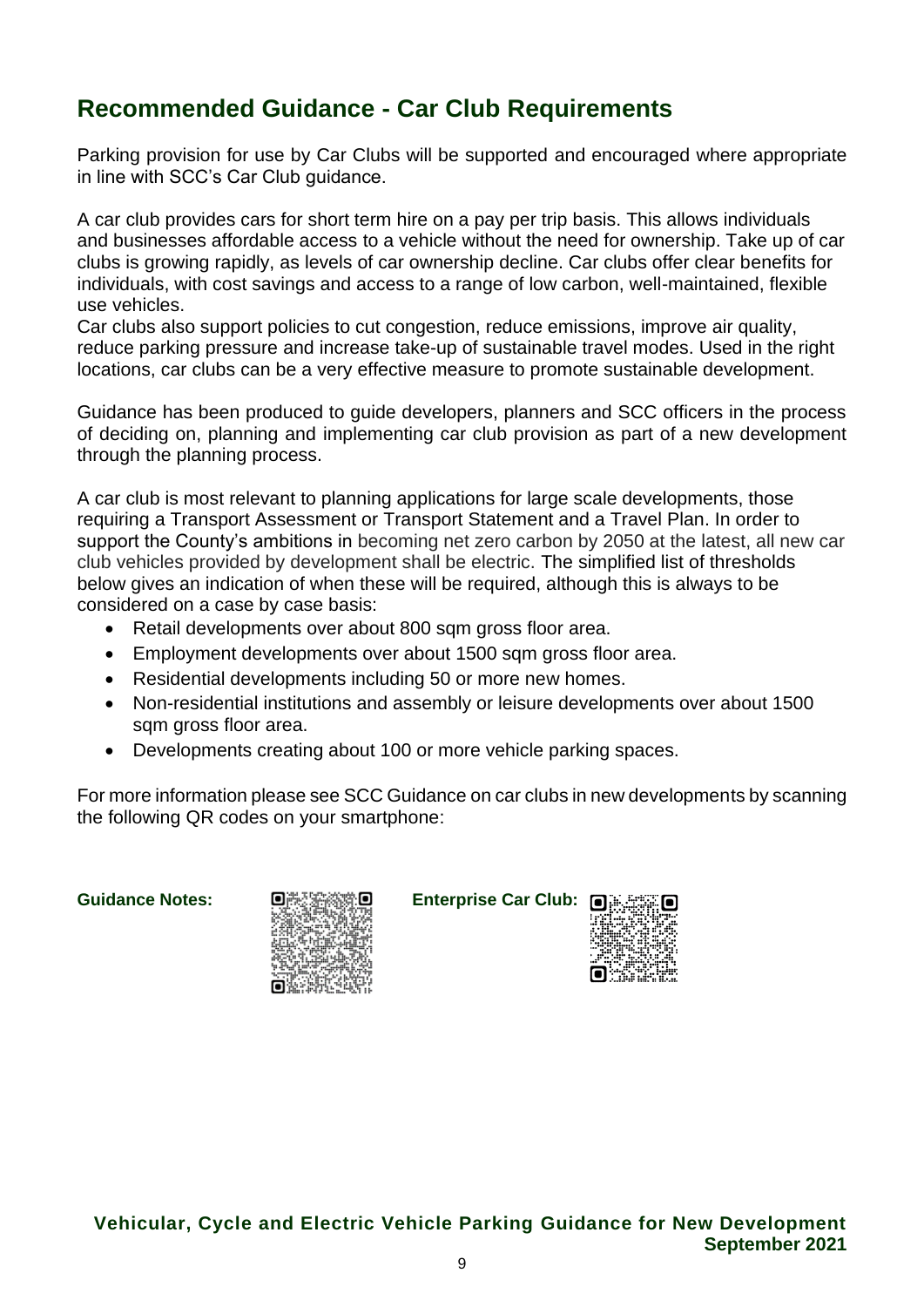## Recommended Guidance - Car Club Requirements

Parking provision for use by Car Clubs will be supported and encouraged where appropriate in line with SCC's Car Club guidance.

A car club provides cars for short term hire on a pay per trip basis. This allows individuals and businesses affordable access to a vehicle without the need for ownership. Take up of car clubs is growing rapidly, as levels of car ownership decline. Car clubs offer clear benefits for individuals, with cost savings and access to a range of low carbon, well-maintained, flexible use vehicles.
Car clubs also support policies to cut congestion, reduce emissions, improve air quality, reduce parking pressure and increase take-up of sustainable travel modes. Used in the right locations, car clubs can be a very effective measure to promote sustainable development.

Guidance has been produced to guide developers, planners and SCC officers in the process of deciding on, planning and implementing car club provision as part of a new development through the planning process.

A car club is most relevant to planning applications for large scale developments, those requiring a Transport Assessment or Transport Statement and a Travel Plan. In order to support the County's ambitions in becoming net zero carbon by 2050 at the latest, all new car club vehicles provided by development shall be electric. The simplified list of thresholds below gives an indication of when these will be required, although this is always to be considered on a case by case basis:

- Retail developments over about 800 sqm gross floor area.
- Employment developments over about 1500 sqm gross floor area.
- Residential developments including 50 or more new homes.
- Non-residential institutions and assembly or leisure developments over about 1500 sqm gross floor area.
- Developments creating about 100 or more vehicle parking spaces.

For more information please see SCC Guidance on car clubs in new developments by scanning the following QR codes on your smartphone:

**Guidance Notes:** **Enterprise Car Club:**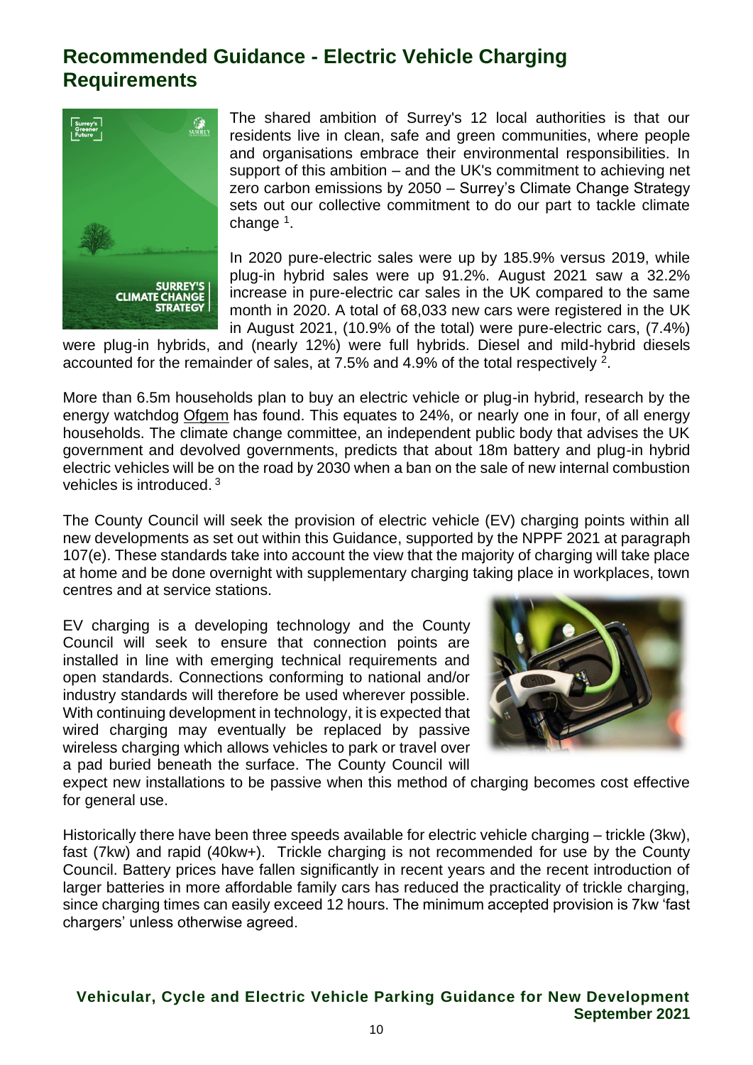# Recommended Guidance - Electric Vehicle Charging Requirements

The shared ambition of Surrey's 12 local authorities is that our residents live in clean, safe and green communities, where people and organisations embrace their environmental responsibilities. In support of this ambition – and the UK's commitment to achieving net zero carbon emissions by 2050 – Surrey's Climate Change Strategy sets out our collective commitment to do our part to tackle climate change [1].

In 2020 pure-electric sales were up by 185.9% versus 2019, while plug-in hybrid sales were up 91.2%. August 2021 saw a 32.2% increase in pure-electric car sales in the UK compared to the same month in 2020. A total of 68,033 new cars were registered in the UK in August 2021, (10.9% of the total) were pure-electric cars, (7.4%) were plug-in hybrids, and (nearly 12%) were full hybrids. Diesel and mild-hybrid diesels accounted for the remainder of sales, at 7.5% and 4.9% of the total respectively [2].

More than 6.5m households plan to buy an electric vehicle or plug-in hybrid, research by the energy watchdog Ofgem has found. This equates to 24%, or nearly one in four, of all energy households. The climate change committee, an independent public body that advises the UK government and devolved governments, predicts that about 18m battery and plug-in hybrid electric vehicles will be on the road by 2030 when a ban on the sale of new internal combustion vehicles is introduced. [3]

The County Council will seek the provision of electric vehicle (EV) charging points within all new developments as set out within this Guidance, supported by the NPPF 2021 at paragraph 107(e). These standards take into account the view that the majority of charging will take place at home and be done overnight with supplementary charging taking place in workplaces, town centres and at service stations.

EV charging is a developing technology and the County Council will seek to ensure that connection points are installed in line with emerging technical requirements and open standards. Connections conforming to national and/or industry standards will therefore be used wherever possible. With continuing development in technology, it is expected that wired charging may eventually be replaced by passive wireless charging which allows vehicles to park or travel over a pad buried beneath the surface. The County Council will expect new installations to be passive when this method of charging becomes cost effective for general use.

Historically there have been three speeds available for electric vehicle charging – trickle (3kw), fast (7kw) and rapid (40kw+). Trickle charging is not recommended for use by the County Council. Battery prices have fallen significantly in recent years and the recent introduction of larger batteries in more affordable family cars has reduced the practicality of trickle charging, since charging times can easily exceed 12 hours. The minimum accepted provision is 7kw 'fast chargers' unless otherwise agreed.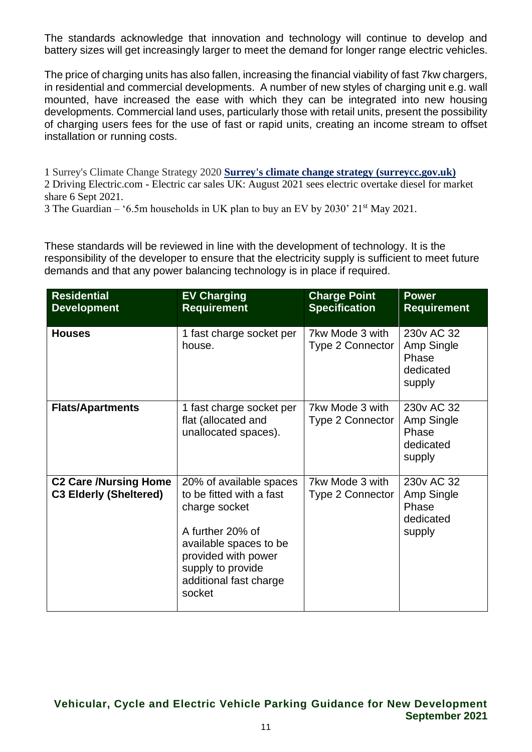The standards acknowledge that innovation and technology will continue to develop and battery sizes will get increasingly larger to meet the demand for longer range electric vehicles.

The price of charging units has also fallen, increasing the financial viability of fast 7kw chargers, in residential and commercial developments. A number of new styles of charging unit e.g. wall mounted, have increased the ease with which they can be integrated into new housing developments. Commercial land uses, particularly those with retail units, present the possibility of charging users fees for the use of fast or rapid units, creating an income stream to offset installation or running costs.

1 Surrey's Climate Change Strategy 2020 **[Surrey's climate change strategy (surreycc.gov.uk)]**
2 Driving Electric.com - Electric car sales UK: August 2021 sees electric overtake diesel for market share 6 Sept 2021.
3 The Guardian – '6.5m households in UK plan to buy an EV by 2030' 21st May 2021.

These standards will be reviewed in line with the development of technology. It is the responsibility of the developer to ensure that the electricity supply is sufficient to meet future demands and that any power balancing technology is in place if required.

| Residential Development | EV Charging Requirement | Charge Point Specification | Power Requirement |
|---|---|---|---|
| **Houses** | 1 fast charge socket per house. | 7kw Mode 3 with Type 2 Connector | 230v AC 32 Amp Single Phase dedicated supply |
| **Flats/Apartments** | 1 fast charge socket per flat (allocated and unallocated spaces). | 7kw Mode 3 with Type 2 Connector | 230v AC 32 Amp Single Phase dedicated supply |
| **C2 Care /Nursing Home C3 Elderly (Sheltered)** | 20% of available spaces to be fitted with a fast charge socket<br><br>A further 20% of available spaces to be provided with power supply to provide additional fast charge socket | 7kw Mode 3 with Type 2 Connector | 230v AC 32 Amp Single Phase dedicated supply |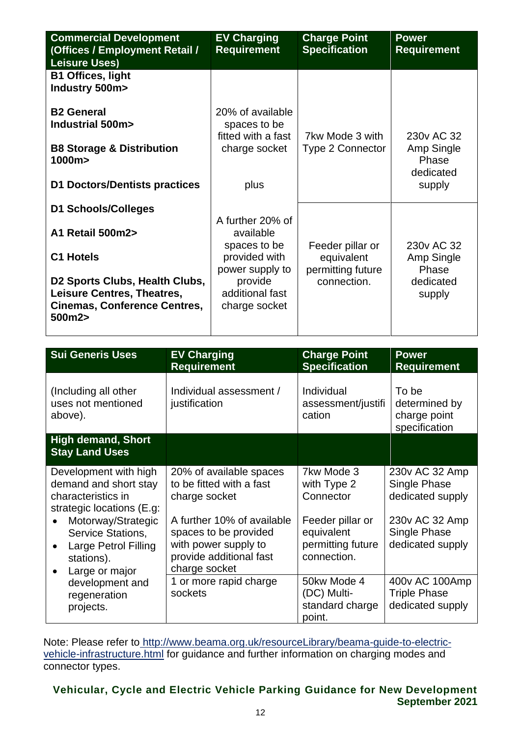| Commercial Development (Offices / Employment Retail / Leisure Uses) | EV Charging Requirement | Charge Point Specification | Power Requirement |
|---|---|---|---|
| **B1 Offices, light Industry 500m>**<br><br>**B2 General Industrial 500m>**<br><br>**B8 Storage & Distribution 1000m>**<br><br>**D1 Doctors/Dentists practices** | 20% of available spaces to be fitted with a fast charge socket<br><br>plus | 7kw Mode 3 with Type 2 Connector | 230v AC 32 Amp Single Phase dedicated supply |
| **D1 Schools/Colleges**<br><br>**A1 Retail 500m2>**<br><br>**C1 Hotels**<br><br>**D2 Sports Clubs, Health Clubs, Leisure Centres, Theatres, Cinemas, Conference Centres, 500m2>** | A further 20% of available spaces to be provided with power supply to provide additional fast charge socket | Feeder pillar or equivalent permitting future connection. | 230v AC 32 Amp Single Phase dedicated supply |

| Sui Generis Uses | EV Charging Requirement | Charge Point Specification | Power Requirement |
|---|---|---|---|
| (Including all other uses not mentioned above). | Individual assessment / justification | Individual assessment/justification | To be determined by charge point specification |
| **High demand, Short Stay Land Uses** | | | |
| Development with high demand and short stay characteristics in strategic locations (E.g:<br>• Motorway/Strategic Service Stations,<br>• Large Petrol Filling stations).<br>• Large or major development and regeneration projects. | 20% of available spaces to be fitted with a fast charge socket | 7kw Mode 3 with Type 2 Connector | 230v AC 32 Amp Single Phase dedicated supply |
| | A further 10% of available spaces to be provided with power supply to provide additional fast charge socket | Feeder pillar or equivalent permitting future connection. | 230v AC 32 Amp Single Phase dedicated supply |
| | 1 or more rapid charge sockets | 50kw Mode 4 (DC) Multi-standard charge point. | 400v AC 100Amp Triple Phase dedicated supply |

Note: Please refer to http://www.beama.org.uk/resourceLibrary/beama-guide-to-electric-vehicle-infrastructure.html for guidance and further information on charging modes and connector types.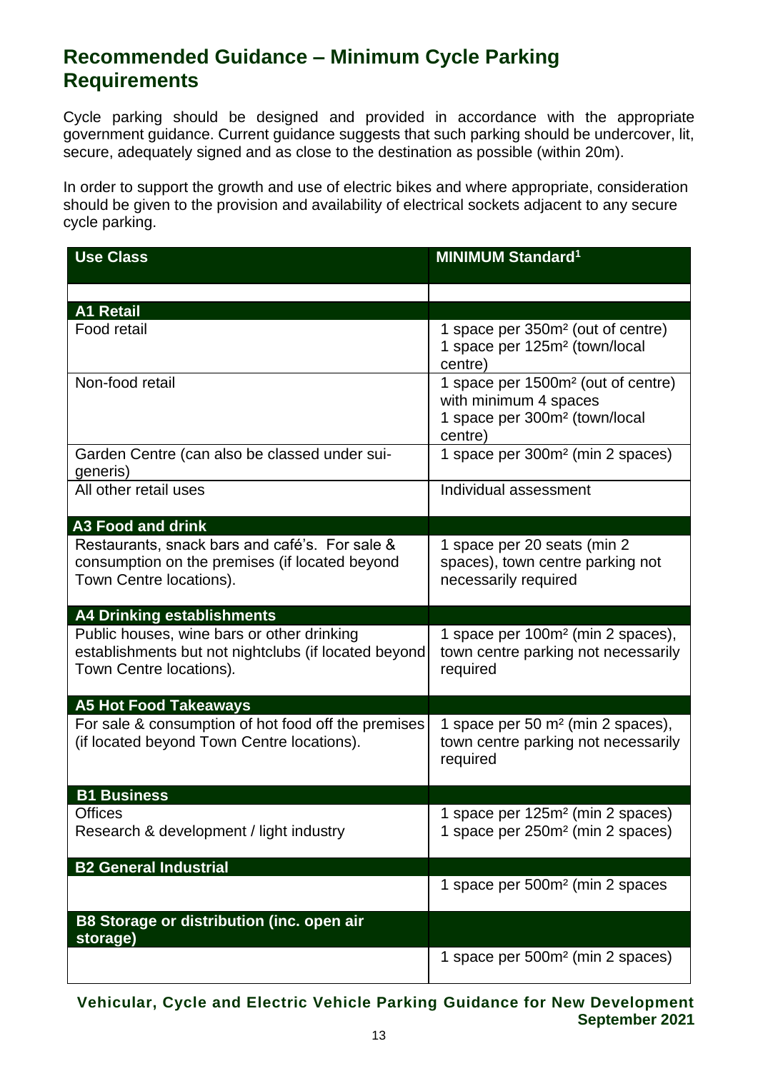## Recommended Guidance – Minimum Cycle Parking Requirements

Cycle parking should be designed and provided in accordance with the appropriate government guidance. Current guidance suggests that such parking should be undercover, lit, secure, adequately signed and as close to the destination as possible (within 20m).

In order to support the growth and use of electric bikes and where appropriate, consideration should be given to the provision and availability of electrical sockets adjacent to any secure cycle parking.

| Use Class | MINIMUM Standard[1] |
|---|---|
| | |
| **A1 Retail** | |
| Food retail | 1 space per 350m² (out of centre)<br>1 space per 125m² (town/local centre) |
| Non-food retail | 1 space per 1500m² (out of centre) with minimum 4 spaces<br>1 space per 300m² (town/local centre) |
| Garden Centre (can also be classed under sui-generis) | 1 space per 300m² (min 2 spaces) |
| All other retail uses | Individual assessment |
| **A3 Food and drink** | |
| Restaurants, snack bars and café's. For sale & consumption on the premises (if located beyond Town Centre locations). | 1 space per 20 seats (min 2 spaces), town centre parking not necessarily required |
| **A4 Drinking establishments** | |
| Public houses, wine bars or other drinking establishments but not nightclubs (if located beyond Town Centre locations). | 1 space per 100m² (min 2 spaces), town centre parking not necessarily required |
| **A5 Hot Food Takeaways** | |
| For sale & consumption of hot food off the premises (if located beyond Town Centre locations). | 1 space per 50 m² (min 2 spaces), town centre parking not necessarily required |
| **B1 Business** | |
| Offices<br>Research & development / light industry | 1 space per 125m² (min 2 spaces)<br>1 space per 250m² (min 2 spaces) |
| **B2 General Industrial** | |
| | 1 space per 500m² (min 2 spaces |
| **B8 Storage or distribution (inc. open air storage)** | |
| | 1 space per 500m² (min 2 spaces) |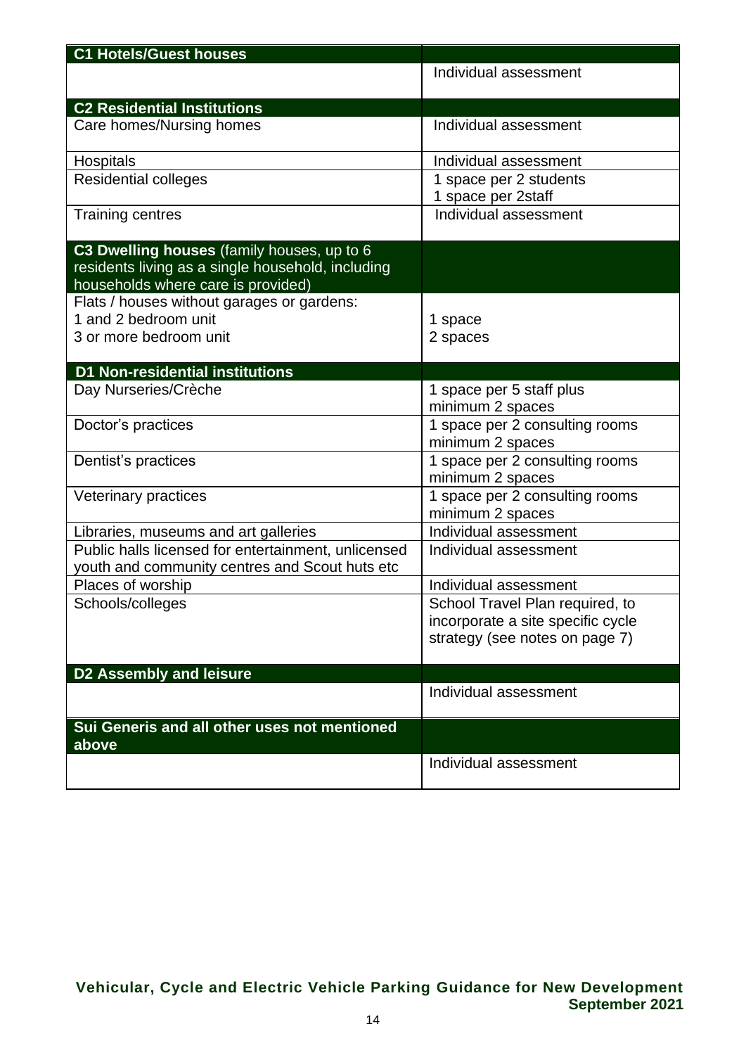| | |
|---|---|
| **C1 Hotels/Guest houses** | |
| | Individual assessment |
| **C2 Residential Institutions** | |
| Care homes/Nursing homes | Individual assessment |
| Hospitals | Individual assessment |
| Residential colleges | 1 space per 2 students<br>1 space per 2staff |
| Training centres | Individual assessment |
| **C3 Dwelling houses** (family houses, up to 6 residents living as a single household, including households where care is provided) | |
| Flats / houses without garages or gardens:<br>1 and 2 bedroom unit<br>3 or more bedroom unit | <br>1 space<br>2 spaces |
| **D1 Non-residential institutions** | |
| Day Nurseries/Crèche | 1 space per 5 staff plus minimum 2 spaces |
| Doctor's practices | 1 space per 2 consulting rooms minimum 2 spaces |
| Dentist's practices | 1 space per 2 consulting rooms minimum 2 spaces |
| Veterinary practices | 1 space per 2 consulting rooms minimum 2 spaces |
| Libraries, museums and art galleries | Individual assessment |
| Public halls licensed for entertainment, unlicensed youth and community centres and Scout huts etc | Individual assessment |
| Places of worship | Individual assessment |
| Schools/colleges | School Travel Plan required, to incorporate a site specific cycle strategy (see notes on page 7) |
| **D2 Assembly and leisure** | |
| | Individual assessment |
| **Sui Generis and all other uses not mentioned above** | |
| | Individual assessment |